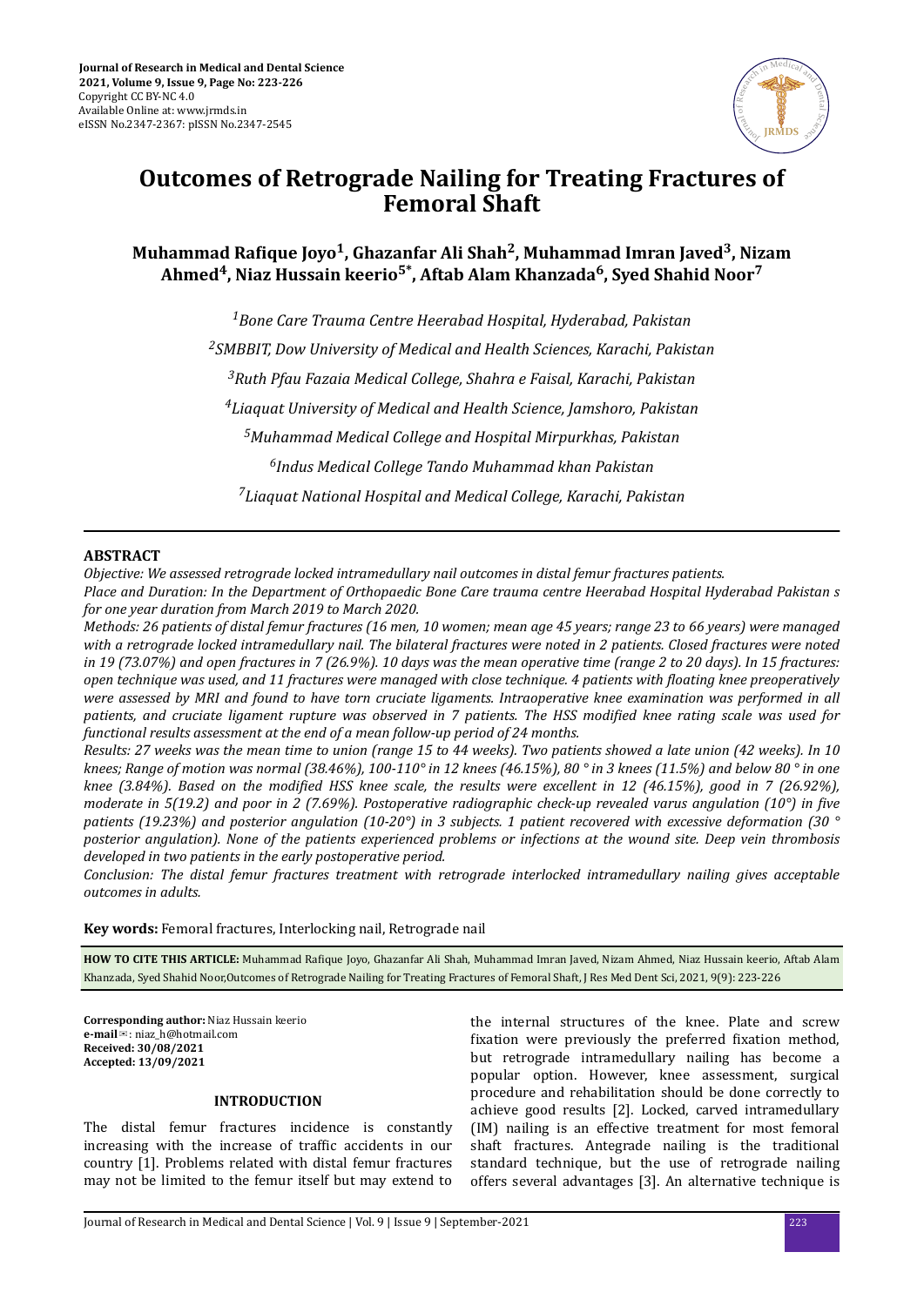# Outcomes of Retrograde Nailing for Treating Fractures of Femoral Shaft

**Muhammad Rafique Joyo[1], Ghazanfar Ali Shah[2], Muhammad Imran Javed[3], Nizam Ahmed[4], Niaz Hussain keerio[5*], Aftab Alam Khanzada[6], Syed Shahid Noor[7]**

*[1]Bone Care Trauma Centre Heerabad Hospital, Hyderabad, Pakistan*

*[2]SMBBIT, Dow University of Medical and Health Sciences, Karachi, Pakistan*

*[3]Ruth Pfau Fazaia Medical College, Shahra e Faisal, Karachi, Pakistan*

*[4]Liaquat University of Medical and Health Science, Jamshoro, Pakistan*

*[5]Muhammad Medical College and Hospital Mirpurkhas, Pakistan*

*[6]Indus Medical College Tando Muhammad khan Pakistan*

*[7]Liaquat National Hospital and Medical College, Karachi, Pakistan*

## ABSTRACT

*Objective: We assessed retrograde locked intramedullary nail outcomes in distal femur fractures patients.*

*Place and Duration: In the Department of Orthopaedic Bone Care trauma centre Heerabad Hospital Hyderabad Pakistan s for one year duration from March 2019 to March 2020.*

*Methods: 26 patients of distal femur fractures (16 men, 10 women; mean age 45 years; range 23 to 66 years) were managed with a retrograde locked intramedullary nail. The bilateral fractures were noted in 2 patients. Closed fractures were noted in 19 (73.07%) and open fractures in 7 (26.9%). 10 days was the mean operative time (range 2 to 20 days). In 15 fractures: open technique was used, and 11 fractures were managed with close technique. 4 patients with floating knee preoperatively were assessed by MRI and found to have torn cruciate ligaments. Intraoperative knee examination was performed in all patients, and cruciate ligament rupture was observed in 7 patients. The HSS modified knee rating scale was used for functional results assessment at the end of a mean follow-up period of 24 months.*

*Results: 27 weeks was the mean time to union (range 15 to 44 weeks). Two patients showed a late union (42 weeks). In 10 knees; Range of motion was normal (38.46%), 100-110° in 12 knees (46.15%), 80 ° in 3 knees (11.5%) and below 80 ° in one knee (3.84%). Based on the modified HSS knee scale, the results were excellent in 12 (46.15%), good in 7 (26.92%), moderate in 5(19.2) and poor in 2 (7.69%). Postoperative radiographic check-up revealed varus angulation (10°) in five patients (19.23%) and posterior angulation (10-20°) in 3 subjects. 1 patient recovered with excessive deformation (30 ° posterior angulation). None of the patients experienced problems or infections at the wound site. Deep vein thrombosis developed in two patients in the early postoperative period.*

*Conclusion: The distal femur fractures treatment with retrograde interlocked intramedullary nailing gives acceptable outcomes in adults.*

**Key words:** Femoral fractures, Interlocking nail, Retrograde nail

**HOW TO CITE THIS ARTICLE:** Muhammad Rafique Joyo, Ghazanfar Ali Shah, Muhammad Imran Javed, Nizam Ahmed, Niaz Hussain keerio, Aftab Alam Khanzada, Syed Shahid Noor,Outcomes of Retrograde Nailing for Treating Fractures of Femoral Shaft, J Res Med Dent Sci, 2021, 9(9): 223-226

**Corresponding author:** Niaz Hussain keerio
**e-mail**: niaz_h@hotmail.com
**Received: 30/08/2021**
**Accepted: 13/09/2021**

## INTRODUCTION

The distal femur fractures incidence is constantly increasing with the increase of traffic accidents in our country [1]. Problems related with distal femur fractures may not be limited to the femur itself but may extend to the internal structures of the knee. Plate and screw fixation were previously the preferred fixation method, but retrograde intramedullary nailing has become a popular option. However, knee assessment, surgical procedure and rehabilitation should be done correctly to achieve good results [2]. Locked, carved intramedullary (IM) nailing is an effective treatment for most femoral shaft fractures. Antegrade nailing is the traditional standard technique, but the use of retrograde nailing offers several advantages [3]. An alternative technique is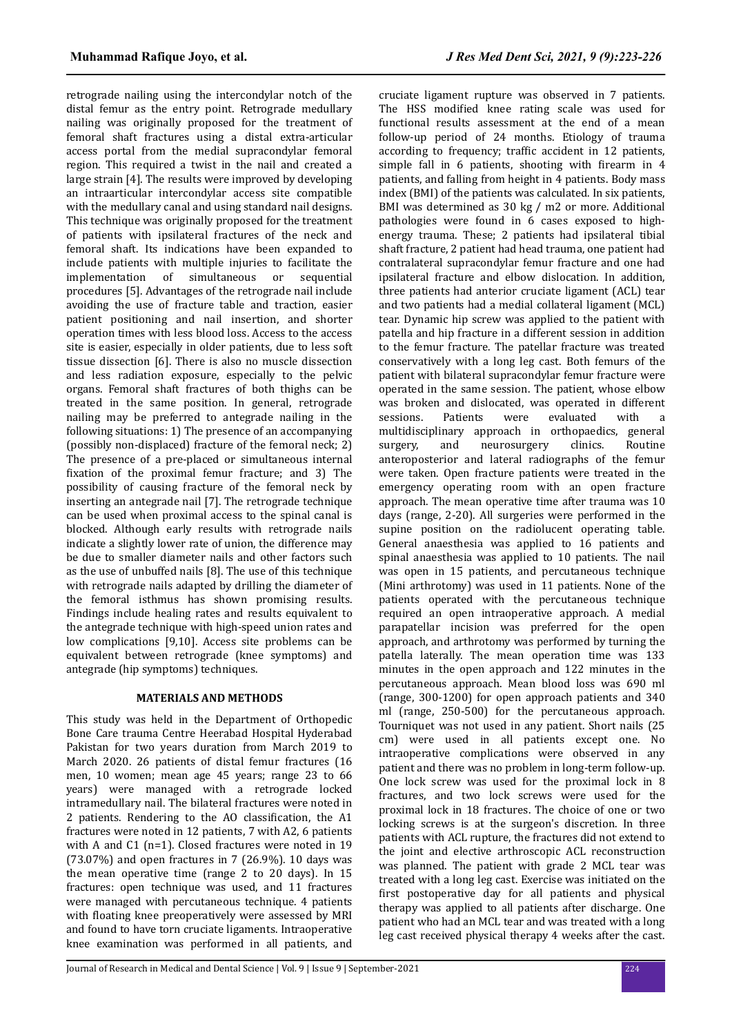retrograde nailing using the intercondylar notch of the distal femur as the entry point. Retrograde medullary nailing was originally proposed for the treatment of femoral shaft fractures using a distal extra-articular access portal from the medial supracondylar femoral region. This required a twist in the nail and created a large strain [4]. The results were improved by developing an intraarticular intercondylar access site compatible with the medullary canal and using standard nail designs. This technique was originally proposed for the treatment of patients with ipsilateral fractures of the neck and femoral shaft. Its indications have been expanded to include patients with multiple injuries to facilitate the implementation of simultaneous or sequential procedures [5]. Advantages of the retrograde nail include avoiding the use of fracture table and traction, easier patient positioning and nail insertion, and shorter operation times with less blood loss. Access to the access site is easier, especially in older patients, due to less soft tissue dissection [6]. There is also no muscle dissection and less radiation exposure, especially to the pelvic organs. Femoral shaft fractures of both thighs can be treated in the same position. In general, retrograde nailing may be preferred to antegrade nailing in the following situations: 1) The presence of an accompanying (possibly non-displaced) fracture of the femoral neck; 2) The presence of a pre-placed or simultaneous internal fixation of the proximal femur fracture; and 3) The possibility of causing fracture of the femoral neck by inserting an antegrade nail [7]. The retrograde technique can be used when proximal access to the spinal canal is blocked. Although early results with retrograde nails indicate a slightly lower rate of union, the difference may be due to smaller diameter nails and other factors such as the use of unbuffed nails [8]. The use of this technique with retrograde nails adapted by drilling the diameter of the femoral isthmus has shown promising results. Findings include healing rates and results equivalent to the antegrade technique with high-speed union rates and low complications [9,10]. Access site problems can be equivalent between retrograde (knee symptoms) and antegrade (hip symptoms) techniques.

## MATERIALS AND METHODS

This study was held in the Department of Orthopedic Bone Care trauma Centre Heerabad Hospital Hyderabad Pakistan for two years duration from March 2019 to March 2020. 26 patients of distal femur fractures (16 men, 10 women; mean age 45 years; range 23 to 66 years) were managed with a retrograde locked intramedullary nail. The bilateral fractures were noted in 2 patients. Rendering to the AO classification, the A1 fractures were noted in 12 patients, 7 with A2, 6 patients with A and C1 (n=1). Closed fractures were noted in 19 (73.07%) and open fractures in 7 (26.9%). 10 days was the mean operative time (range 2 to 20 days). In 15 fractures: open technique was used, and 11 fractures were managed with percutaneous technique. 4 patients with floating knee preoperatively were assessed by MRI and found to have torn cruciate ligaments. Intraoperative knee examination was performed in all patients, and cruciate ligament rupture was observed in 7 patients. The HSS modified knee rating scale was used for functional results assessment at the end of a mean follow-up period of 24 months. Etiology of trauma according to frequency; traffic accident in 12 patients, simple fall in 6 patients, shooting with firearm in 4 patients, and falling from height in 4 patients. Body mass index (BMI) of the patients was calculated. In six patients, BMI was determined as 30 kg / m2 or more. Additional pathologies were found in 6 cases exposed to high-energy trauma. These; 2 patients had ipsilateral tibial shaft fracture, 2 patient had head trauma, one patient had contralateral supracondylar femur fracture and one had ipsilateral fracture and elbow dislocation. In addition, three patients had anterior cruciate ligament (ACL) tear and two patients had a medial collateral ligament (MCL) tear. Dynamic hip screw was applied to the patient with patella and hip fracture in a different session in addition to the femur fracture. The patellar fracture was treated conservatively with a long leg cast. Both femurs of the patient with bilateral supracondylar femur fracture were operated in the same session. The patient, whose elbow was broken and dislocated, was operated in different sessions. Patients were evaluated with a multidisciplinary approach in orthopaedics, general surgery, and neurosurgery clinics. Routine anteroposterior and lateral radiographs of the femur were taken. Open fracture patients were treated in the emergency operating room with an open fracture approach. The mean operative time after trauma was 10 days (range, 2-20). All surgeries were performed in the supine position on the radiolucent operating table. General anaesthesia was applied to 16 patients and spinal anaesthesia was applied to 10 patients. The nail was open in 15 patients, and percutaneous technique (Mini arthrotomy) was used in 11 patients. None of the patients operated with the percutaneous technique required an open intraoperative approach. A medial parapatellar incision was preferred for the open approach, and arthrotomy was performed by turning the patella laterally. The mean operation time was 133 minutes in the open approach and 122 minutes in the percutaneous approach. Mean blood loss was 690 ml (range, 300-1200) for open approach patients and 340 ml (range, 250-500) for the percutaneous approach. Tourniquet was not used in any patient. Short nails (25 cm) were used in all patients except one. No intraoperative complications were observed in any patient and there was no problem in long-term follow-up. One lock screw was used for the proximal lock in 8 fractures, and two lock screws were used for the proximal lock in 18 fractures. The choice of one or two locking screws is at the surgeon's discretion. In three patients with ACL rupture, the fractures did not extend to the joint and elective arthroscopic ACL reconstruction was planned. The patient with grade 2 MCL tear was treated with a long leg cast. Exercise was initiated on the first postoperative day for all patients and physical therapy was applied to all patients after discharge. One patient who had an MCL tear and was treated with a long leg cast received physical therapy 4 weeks after the cast.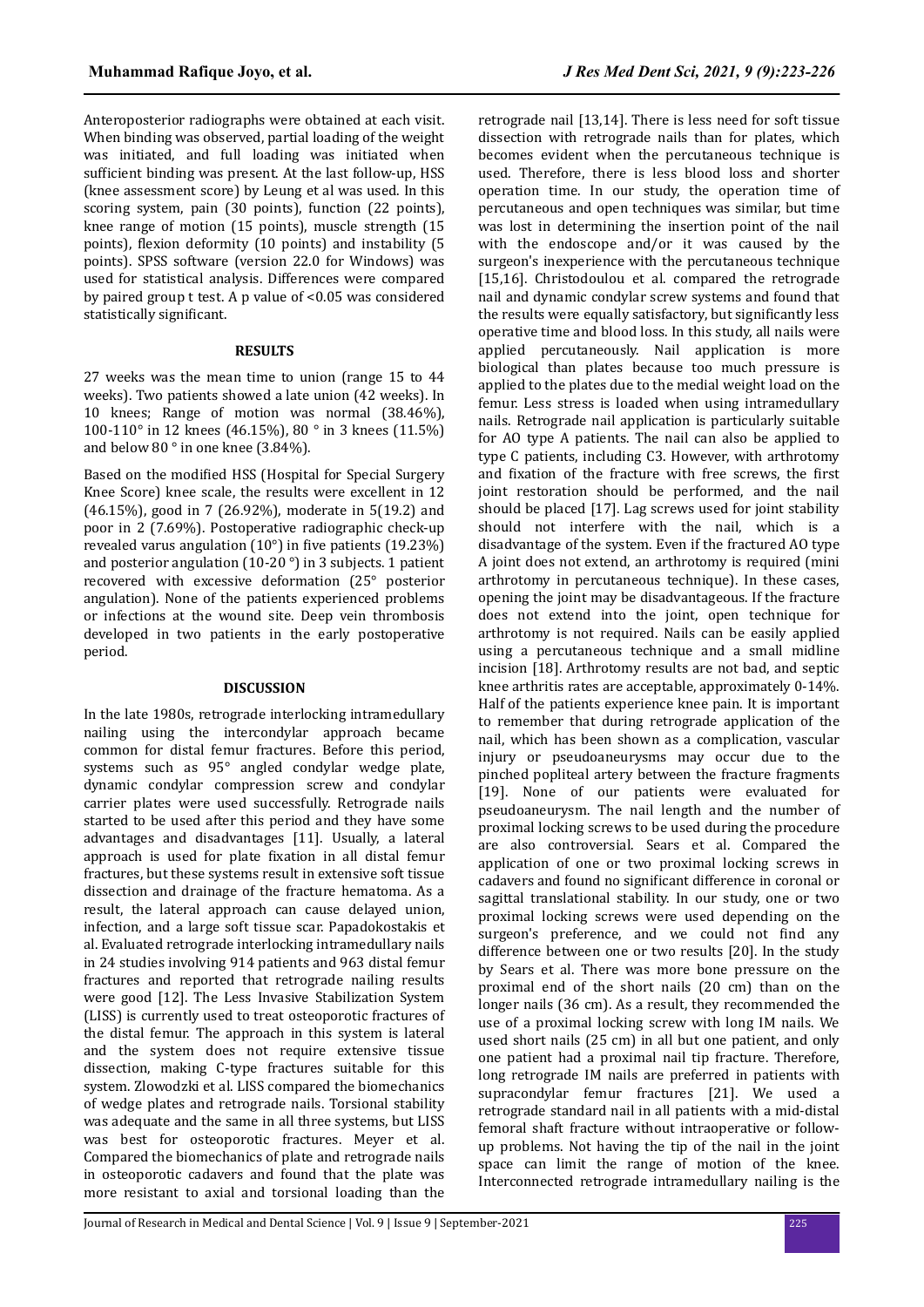Anteroposterior radiographs were obtained at each visit. When binding was observed, partial loading of the weight was initiated, and full loading was initiated when sufficient binding was present. At the last follow-up, HSS (knee assessment score) by Leung et al was used. In this scoring system, pain (30 points), function (22 points), knee range of motion (15 points), muscle strength (15 points), flexion deformity (10 points) and instability (5 points). SPSS software (version 22.0 for Windows) was used for statistical analysis. Differences were compared by paired group t test. A p value of <0.05 was considered statistically significant.

## RESULTS

27 weeks was the mean time to union (range 15 to 44 weeks). Two patients showed a late union (42 weeks). In 10 knees; Range of motion was normal (38.46%), 100-110° in 12 knees (46.15%), 80 ° in 3 knees (11.5%) and below 80 ° in one knee (3.84%).

Based on the modified HSS (Hospital for Special Surgery Knee Score) knee scale, the results were excellent in 12 (46.15%), good in 7 (26.92%), moderate in 5(19.2) and poor in 2 (7.69%). Postoperative radiographic check-up revealed varus angulation (10°) in five patients (19.23%) and posterior angulation (10-20 °) in 3 subjects. 1 patient recovered with excessive deformation (25° posterior angulation). None of the patients experienced problems or infections at the wound site. Deep vein thrombosis developed in two patients in the early postoperative period.

## DISCUSSION

In the late 1980s, retrograde interlocking intramedullary nailing using the intercondylar approach became common for distal femur fractures. Before this period, systems such as 95° angled condylar wedge plate, dynamic condylar compression screw and condylar carrier plates were used successfully. Retrograde nails started to be used after this period and they have some advantages and disadvantages [11]. Usually, a lateral approach is used for plate fixation in all distal femur fractures, but these systems result in extensive soft tissue dissection and drainage of the fracture hematoma. As a result, the lateral approach can cause delayed union, infection, and a large soft tissue scar. Papadokostakis et al. Evaluated retrograde interlocking intramedullary nails in 24 studies involving 914 patients and 963 distal femur fractures and reported that retrograde nailing results were good [12]. The Less Invasive Stabilization System (LISS) is currently used to treat osteoporotic fractures of the distal femur. The approach in this system is lateral and the system does not require extensive tissue dissection, making C-type fractures suitable for this system. Zlowodzki et al. LISS compared the biomechanics of wedge plates and retrograde nails. Torsional stability was adequate and the same in all three systems, but LISS was best for osteoporotic fractures. Meyer et al. Compared the biomechanics of plate and retrograde nails in osteoporotic cadavers and found that the plate was more resistant to axial and torsional loading than the retrograde nail [13,14]. There is less need for soft tissue dissection with retrograde nails than for plates, which becomes evident when the percutaneous technique is used. Therefore, there is less blood loss and shorter operation time. In our study, the operation time of percutaneous and open techniques was similar, but time was lost in determining the insertion point of the nail with the endoscope and/or it was caused by the surgeon's inexperience with the percutaneous technique [15,16]. Christodoulou et al. compared the retrograde nail and dynamic condylar screw systems and found that the results were equally satisfactory, but significantly less operative time and blood loss. In this study, all nails were applied percutaneously. Nail application is more biological than plates because too much pressure is applied to the plates due to the medial weight load on the femur. Less stress is loaded when using intramedullary nails. Retrograde nail application is particularly suitable for AO type A patients. The nail can also be applied to type C patients, including C3. However, with arthrotomy and fixation of the fracture with free screws, the first joint restoration should be performed, and the nail should be placed [17]. Lag screws used for joint stability should not interfere with the nail, which is a disadvantage of the system. Even if the fractured AO type A joint does not extend, an arthrotomy is required (mini arthrotomy in percutaneous technique). In these cases, opening the joint may be disadvantageous. If the fracture does not extend into the joint, open technique for arthrotomy is not required. Nails can be easily applied using a percutaneous technique and a small midline incision [18]. Arthrotomy results are not bad, and septic knee arthritis rates are acceptable, approximately 0-14%. Half of the patients experience knee pain. It is important to remember that during retrograde application of the nail, which has been shown as a complication, vascular injury or pseudoaneurysms may occur due to the pinched popliteal artery between the fracture fragments [19]. None of our patients were evaluated for pseudoaneurysm. The nail length and the number of proximal locking screws to be used during the procedure are also controversial. Sears et al. Compared the application of one or two proximal locking screws in cadavers and found no significant difference in coronal or sagittal translational stability. In our study, one or two proximal locking screws were used depending on the surgeon's preference, and we could not find any difference between one or two results [20]. In the study by Sears et al. There was more bone pressure on the proximal end of the short nails (20 cm) than on the longer nails (36 cm). As a result, they recommended the use of a proximal locking screw with long IM nails. We used short nails (25 cm) in all but one patient, and only one patient had a proximal nail tip fracture. Therefore, long retrograde IM nails are preferred in patients with supracondylar femur fractures [21]. We used a retrograde standard nail in all patients with a mid-distal femoral shaft fracture without intraoperative or follow-up problems. Not having the tip of the nail in the joint space can limit the range of motion of the knee. Interconnected retrograde intramedullary nailing is the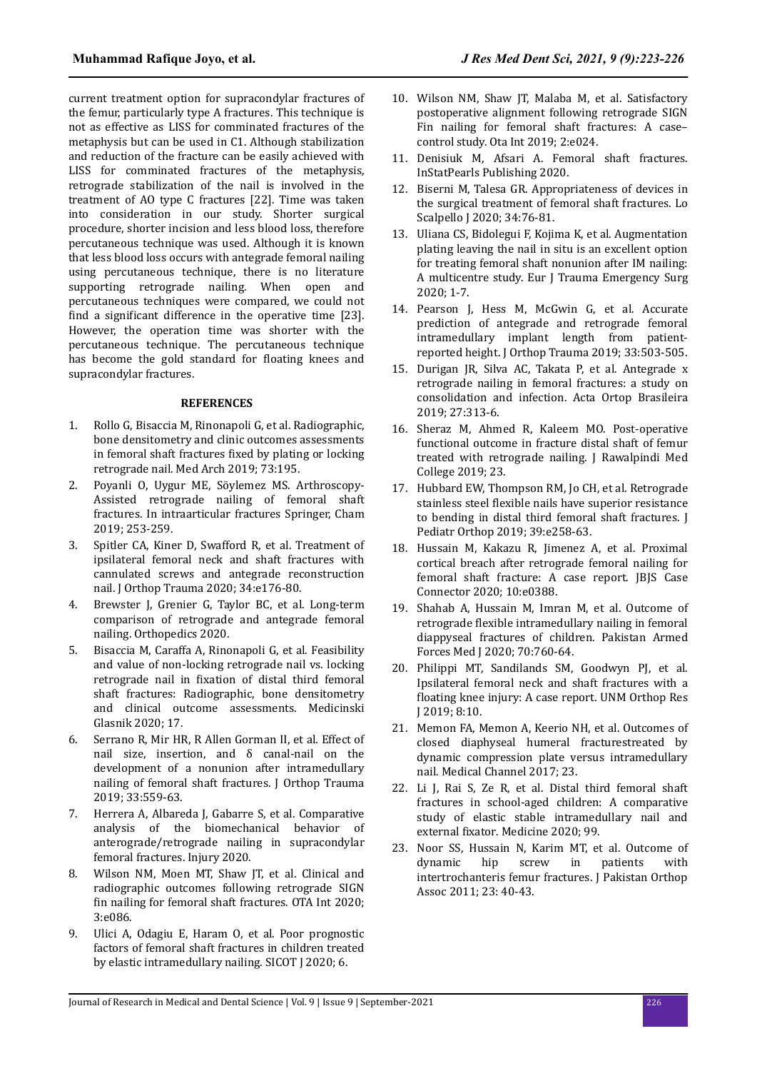current treatment option for supracondylar fractures of the femur, particularly type A fractures. This technique is not as effective as LISS for comminated fractures of the metaphysis but can be used in C1. Although stabilization and reduction of the fracture can be easily achieved with LISS for comminated fractures of the metaphysis, retrograde stabilization of the nail is involved in the treatment of AO type C fractures [22]. Time was taken into consideration in our study. Shorter surgical procedure, shorter incision and less blood loss, therefore percutaneous technique was used. Although it is known that less blood loss occurs with antegrade femoral nailing using percutaneous technique, there is no literature supporting retrograde nailing. When open and percutaneous techniques were compared, we could not find a significant difference in the operative time [23]. However, the operation time was shorter with the percutaneous technique. The percutaneous technique has become the gold standard for floating knees and supracondylar fractures.

## REFERENCES

1. Rollo G, Bisaccia M, Rinonapoli G, et al. Radiographic, bone densitometry and clinic outcomes assessments in femoral shaft fractures fixed by plating or locking retrograde nail. Med Arch 2019; 73:195.
2. Poyanli O, Uygur ME, Söylemez MS. Arthroscopy-Assisted retrograde nailing of femoral shaft fractures. In intraarticular fractures Springer, Cham 2019; 253-259.
3. Spitler CA, Kiner D, Swafford R, et al. Treatment of ipsilateral femoral neck and shaft fractures with cannulated screws and antegrade reconstruction nail. J Orthop Trauma 2020; 34:e176-80.
4. Brewster J, Grenier G, Taylor BC, et al. Long-term comparison of retrograde and antegrade femoral nailing. Orthopedics 2020.
5. Bisaccia M, Caraffa A, Rinonapoli G, et al. Feasibility and value of non-locking retrograde nail vs. locking retrograde nail in fixation of distal third femoral shaft fractures: Radiographic, bone densitometry and clinical outcome assessments. Medicinski Glasnik 2020; 17.
6. Serrano R, Mir HR, R Allen Gorman II, et al. Effect of nail size, insertion, and δ canal-nail on the development of a nonunion after intramedullary nailing of femoral shaft fractures. J Orthop Trauma 2019; 33:559-63.
7. Herrera A, Albareda J, Gabarre S, et al. Comparative analysis of the biomechanical behavior of anterograde/retrograde nailing in supracondylar femoral fractures. Injury 2020.
8. Wilson NM, Moen MT, Shaw JT, et al. Clinical and radiographic outcomes following retrograde SIGN fin nailing for femoral shaft fractures. OTA Int 2020; 3:e086.
9. Ulici A, Odagiu E, Haram O, et al. Poor prognostic factors of femoral shaft fractures in children treated by elastic intramedullary nailing. SICOT J 2020; 6.
10. Wilson NM, Shaw JT, Malaba M, et al. Satisfactory postoperative alignment following retrograde SIGN Fin nailing for femoral shaft fractures: A case–control study. Ota Int 2019; 2:e024.
11. Denisiuk M, Afsari A. Femoral shaft fractures. InStatPearls Publishing 2020.
12. Biserni M, Talesa GR. Appropriateness of devices in the surgical treatment of femoral shaft fractures. Lo Scalpello J 2020; 34:76-81.
13. Uliana CS, Bidolegui F, Kojima K, et al. Augmentation plating leaving the nail in situ is an excellent option for treating femoral shaft nonunion after IM nailing: A multicentre study. Eur J Trauma Emergency Surg 2020; 1-7.
14. Pearson J, Hess M, McGwin G, et al. Accurate prediction of antegrade and retrograde femoral intramedullary implant length from patient-reported height. J Orthop Trauma 2019; 33:503-505.
15. Durigan JR, Silva AC, Takata P, et al. Antegrade x retrograde nailing in femoral fractures: a study on consolidation and infection. Acta Ortop Brasileira 2019; 27:313-6.
16. Sheraz M, Ahmed R, Kaleem MO. Post-operative functional outcome in fracture distal shaft of femur treated with retrograde nailing. J Rawalpindi Med College 2019; 23.
17. Hubbard EW, Thompson RM, Jo CH, et al. Retrograde stainless steel flexible nails have superior resistance to bending in distal third femoral shaft fractures. J Pediatr Orthop 2019; 39:e258-63.
18. Hussain M, Kakazu R, Jimenez A, et al. Proximal cortical breach after retrograde femoral nailing for femoral shaft fracture: A case report. JBJS Case Connector 2020; 10:e0388.
19. Shahab A, Hussain M, Imran M, et al. Outcome of retrograde flexible intramedullary nailing in femoral diappyseal fractures of children. Pakistan Armed Forces Med J 2020; 70:760-64.
20. Philippi MT, Sandilands SM, Goodwyn PJ, et al. Ipsilateral femoral neck and shaft fractures with a floating knee injury: A case report. UNM Orthop Res J 2019; 8:10.
21. Memon FA, Memon A, Keerio NH, et al. Outcomes of closed diaphyseal humeral fracturestreated by dynamic compression plate versus intramedullary nail. Medical Channel 2017; 23.
22. Li J, Rai S, Ze R, et al. Distal third femoral shaft fractures in school-aged children: A comparative study of elastic stable intramedullary nail and external fixator. Medicine 2020; 99.
23. Noor SS, Hussain N, Karim MT, et al. Outcome of dynamic hip screw in patients with intertrochanteris femur fractures. J Pakistan Orthop Assoc 2011; 23: 40-43.